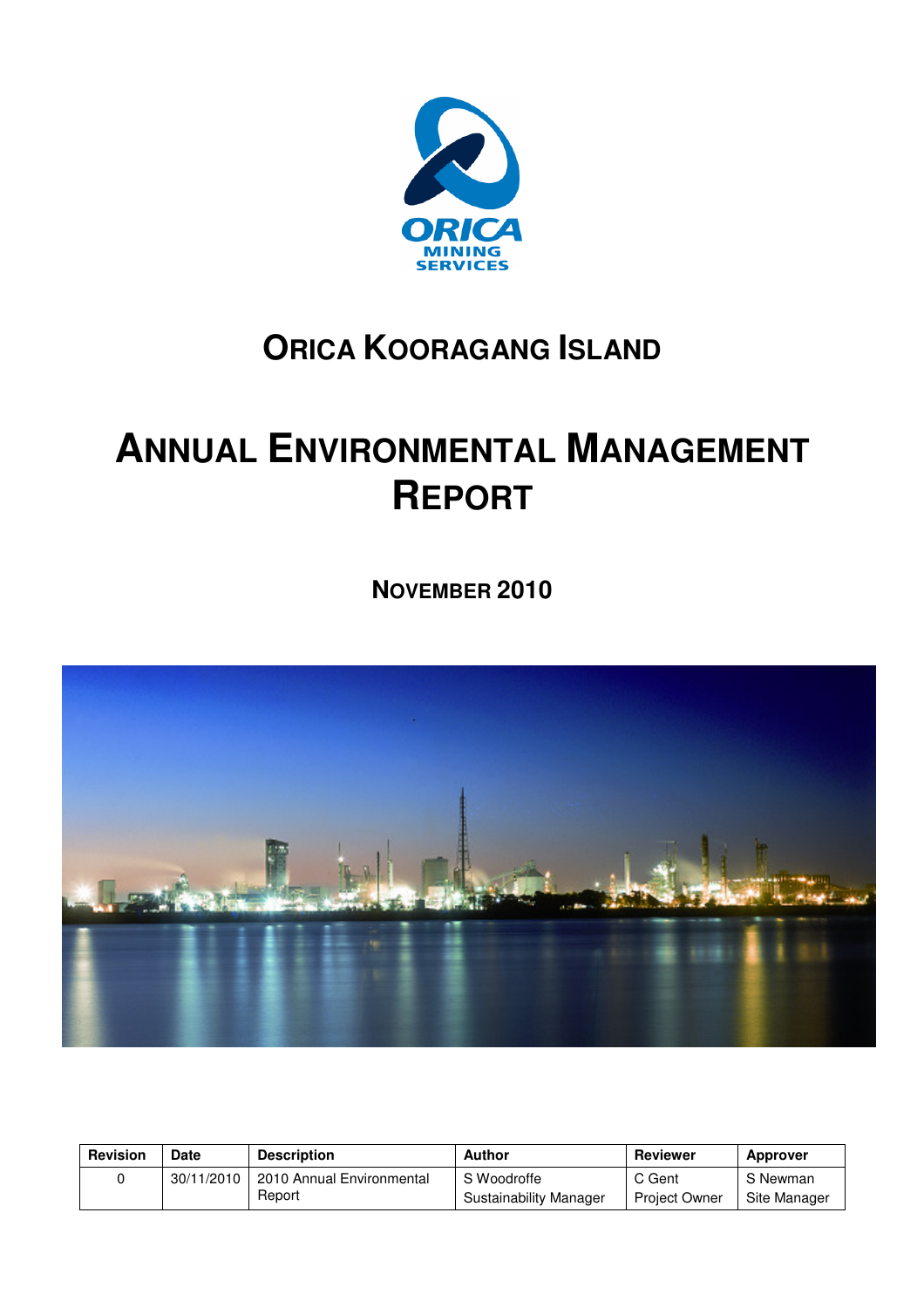ORICA MINING SERVICES

# ORICA KOORAGANG ISLAND

# ANNUAL ENVIRONMENTAL MANAGEMENT REPORT

## NOVEMBER 2010

| Revision | Date | Description | Author | Reviewer | Approver |
|---|---|---|---|---|---|
| 0 | 30/11/2010 | 2010 Annual Environmental Report | S Woodroffe<br>Sustainability Manager | C Gent<br>Project Owner | S Newman<br>Site Manager |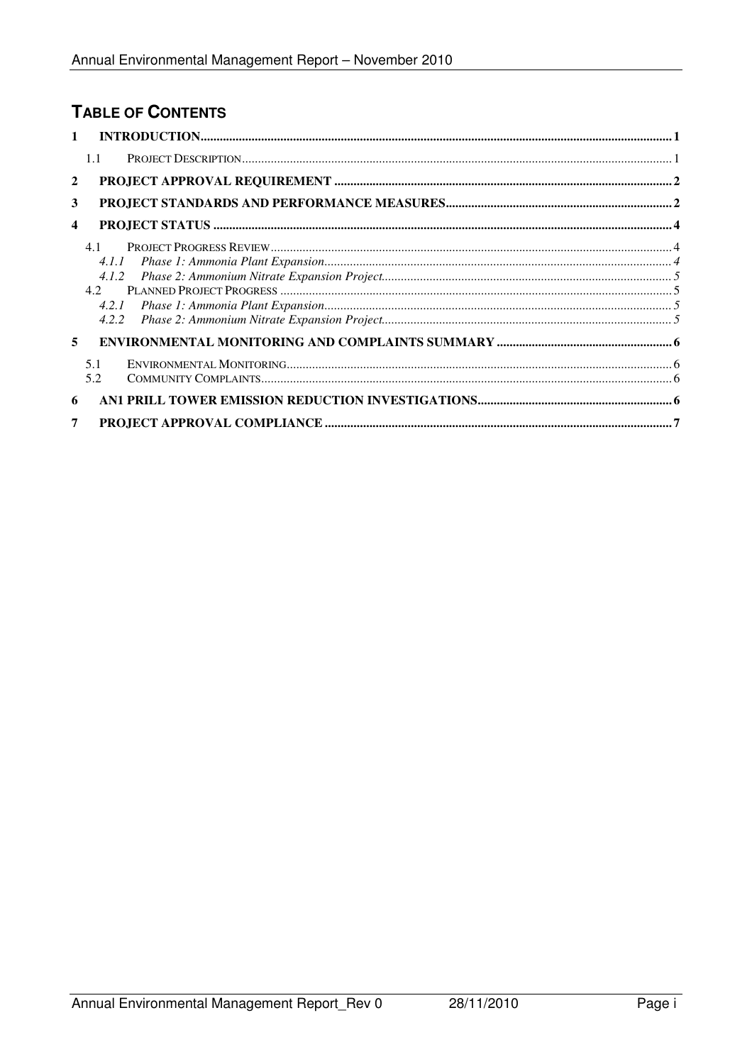## TABLE OF CONTENTS

1 INTRODUCTION.......1
   1.1 PROJECT DESCRIPTION.......1
2 PROJECT APPROVAL REQUIREMENT.......2
3 PROJECT STANDARDS AND PERFORMANCE MEASURES.......2
4 PROJECT STATUS.......4
   4.1 PROJECT PROGRESS REVIEW.......4
      4.1.1 *Phase 1: Ammonia Plant Expansion*.......4
      4.1.2 *Phase 2: Ammonium Nitrate Expansion Project*.......5
   4.2 PLANNED PROJECT PROGRESS.......5
      4.2.1 *Phase 1: Ammonia Plant Expansion*.......5
      4.2.2 *Phase 2: Ammonium Nitrate Expansion Project*.......5
5 ENVIRONMENTAL MONITORING AND COMPLAINTS SUMMARY.......6
   5.1 ENVIRONMENTAL MONITORING.......6
   5.2 COMMUNITY COMPLAINTS.......6
6 AN1 PRILL TOWER EMISSION REDUCTION INVESTIGATIONS.......6
7 PROJECT APPROVAL COMPLIANCE.......7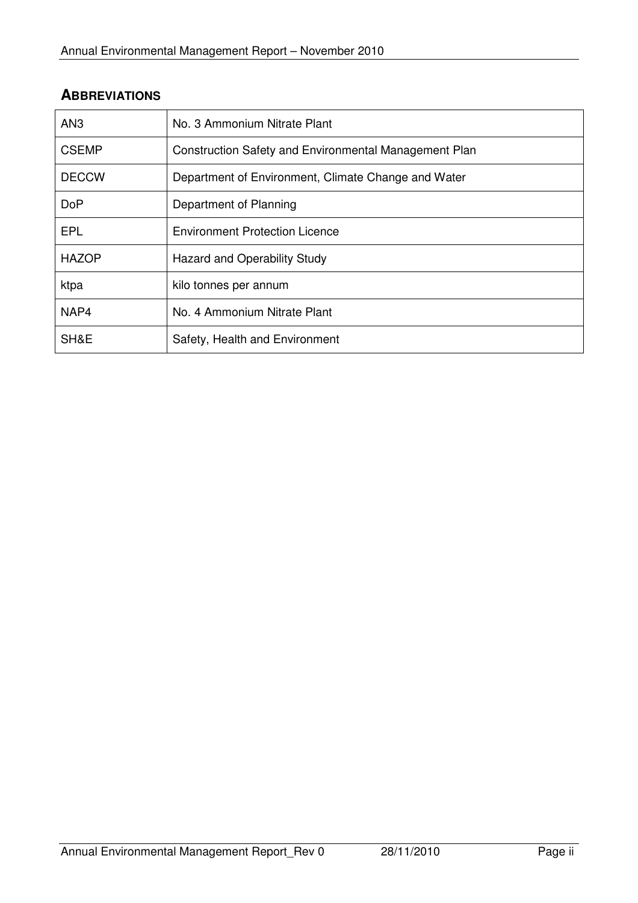## ABBREVIATIONS

| | |
|---|---|
| AN3 | No. 3 Ammonium Nitrate Plant |
| CSEMP | Construction Safety and Environmental Management Plan |
| DECCW | Department of Environment, Climate Change and Water |
| DoP | Department of Planning |
| EPL | Environment Protection Licence |
| HAZOP | Hazard and Operability Study |
| ktpa | kilo tonnes per annum |
| NAP4 | No. 4 Ammonium Nitrate Plant |
| SH&E | Safety, Health and Environment |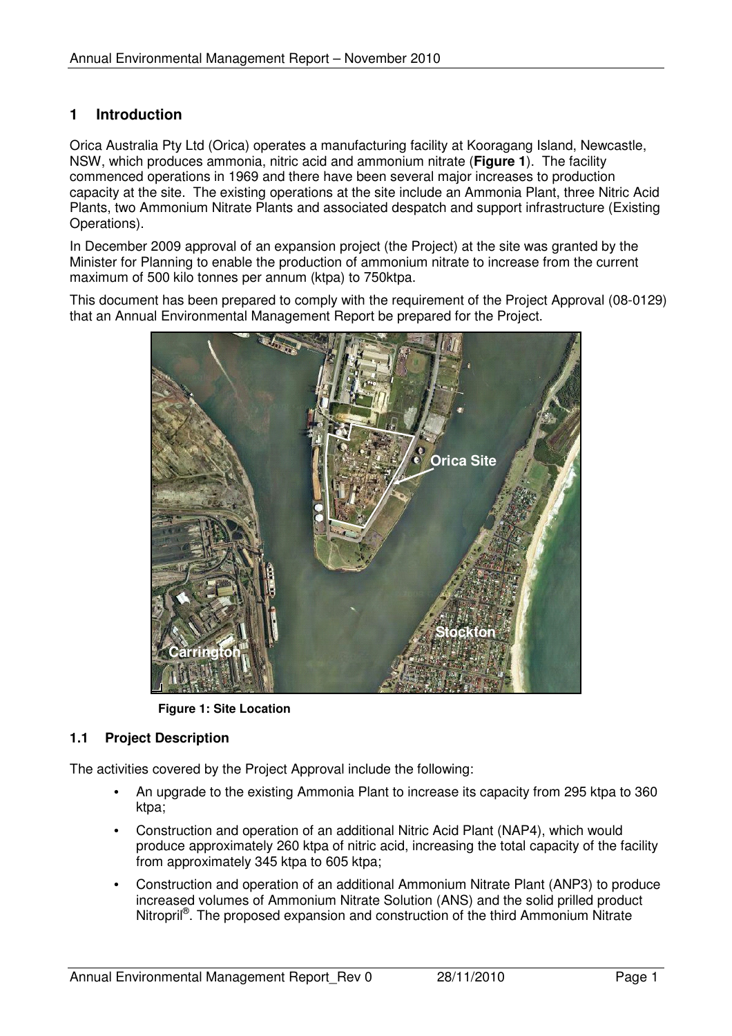# 1 Introduction

Orica Australia Pty Ltd (Orica) operates a manufacturing facility at Kooragang Island, Newcastle, NSW, which produces ammonia, nitric acid and ammonium nitrate (**Figure 1**). The facility commenced operations in 1969 and there have been several major increases to production capacity at the site. The existing operations at the site include an Ammonia Plant, three Nitric Acid Plants, two Ammonium Nitrate Plants and associated despatch and support infrastructure (Existing Operations).

In December 2009 approval of an expansion project (the Project) at the site was granted by the Minister for Planning to enable the production of ammonium nitrate to increase from the current maximum of 500 kilo tonnes per annum (ktpa) to 750ktpa.

This document has been prepared to comply with the requirement of the Project Approval (08-0129) that an Annual Environmental Management Report be prepared for the Project.

**Figure 1: Site Location**

## 1.1 Project Description

The activities covered by the Project Approval include the following:

- An upgrade to the existing Ammonia Plant to increase its capacity from 295 ktpa to 360 ktpa;
- Construction and operation of an additional Nitric Acid Plant (NAP4), which would produce approximately 260 ktpa of nitric acid, increasing the total capacity of the facility from approximately 345 ktpa to 605 ktpa;
- Construction and operation of an additional Ammonium Nitrate Plant (ANP3) to produce increased volumes of Ammonium Nitrate Solution (ANS) and the solid prilled product Nitropril®. The proposed expansion and construction of the third Ammonium Nitrate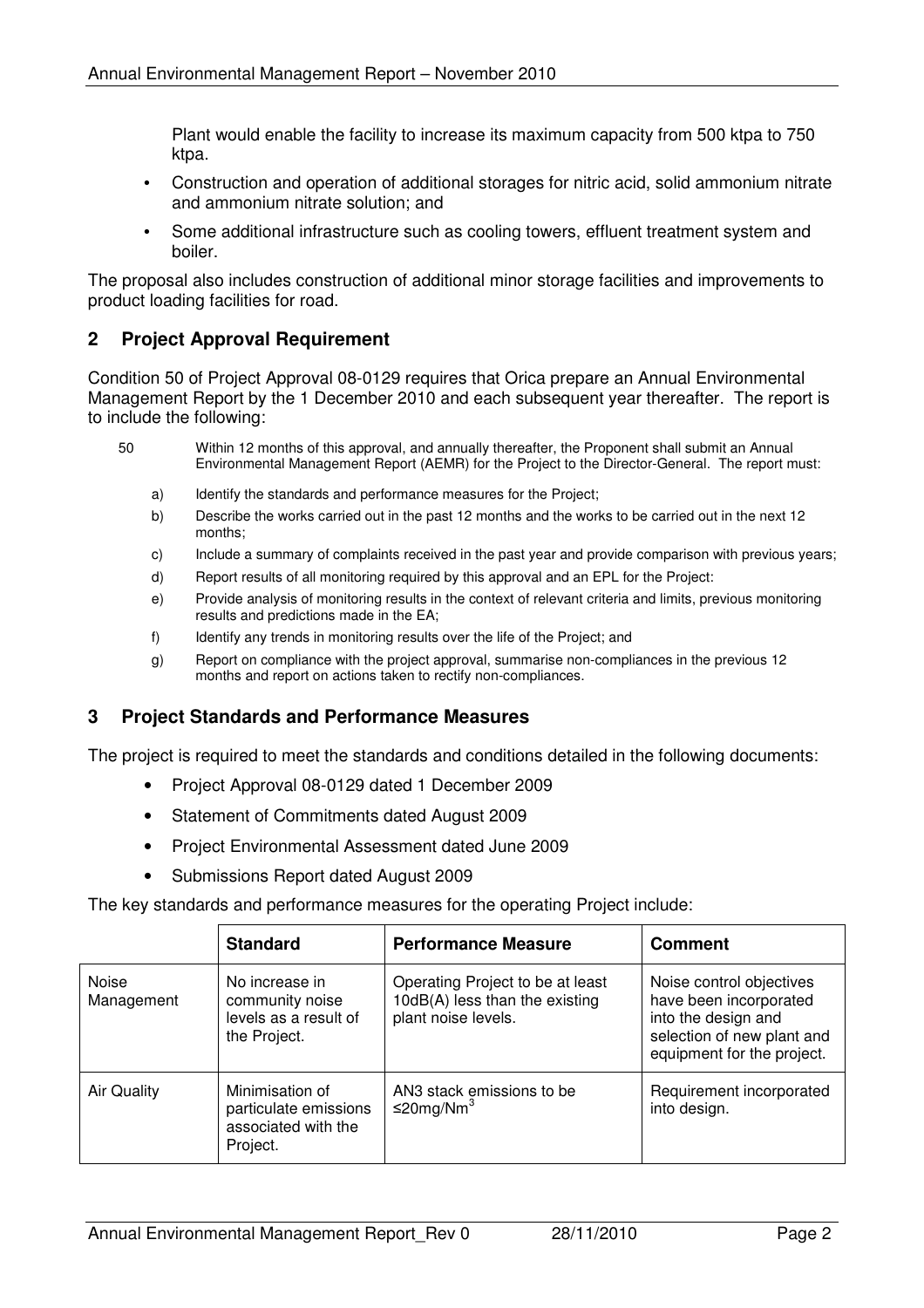Plant would enable the facility to increase its maximum capacity from 500 ktpa to 750 ktpa.

- Construction and operation of additional storages for nitric acid, solid ammonium nitrate and ammonium nitrate solution; and
- Some additional infrastructure such as cooling towers, effluent treatment system and boiler.

The proposal also includes construction of additional minor storage facilities and improvements to product loading facilities for road.

## 2 Project Approval Requirement

Condition 50 of Project Approval 08-0129 requires that Orica prepare an Annual Environmental Management Report by the 1 December 2010 and each subsequent year thereafter. The report is to include the following:

50 Within 12 months of this approval, and annually thereafter, the Proponent shall submit an Annual Environmental Management Report (AEMR) for the Project to the Director-General. The report must:

a) Identify the standards and performance measures for the Project;

b) Describe the works carried out in the past 12 months and the works to be carried out in the next 12 months;

c) Include a summary of complaints received in the past year and provide comparison with previous years;

d) Report results of all monitoring required by this approval and an EPL for the Project:

e) Provide analysis of monitoring results in the context of relevant criteria and limits, previous monitoring results and predictions made in the EA;

f) Identify any trends in monitoring results over the life of the Project; and

g) Report on compliance with the project approval, summarise non-compliances in the previous 12 months and report on actions taken to rectify non-compliances.

## 3 Project Standards and Performance Measures

The project is required to meet the standards and conditions detailed in the following documents:

- Project Approval 08-0129 dated 1 December 2009
- Statement of Commitments dated August 2009
- Project Environmental Assessment dated June 2009
- Submissions Report dated August 2009

The key standards and performance measures for the operating Project include:

| | Standard | Performance Measure | Comment |
|---|---|---|---|
| Noise Management | No increase in community noise levels as a result of the Project. | Operating Project to be at least 10dB(A) less than the existing plant noise levels. | Noise control objectives have been incorporated into the design and selection of new plant and equipment for the project. |
| Air Quality | Minimisation of particulate emissions associated with the Project. | AN3 stack emissions to be ≤20mg/Nm$^3$ | Requirement incorporated into design. |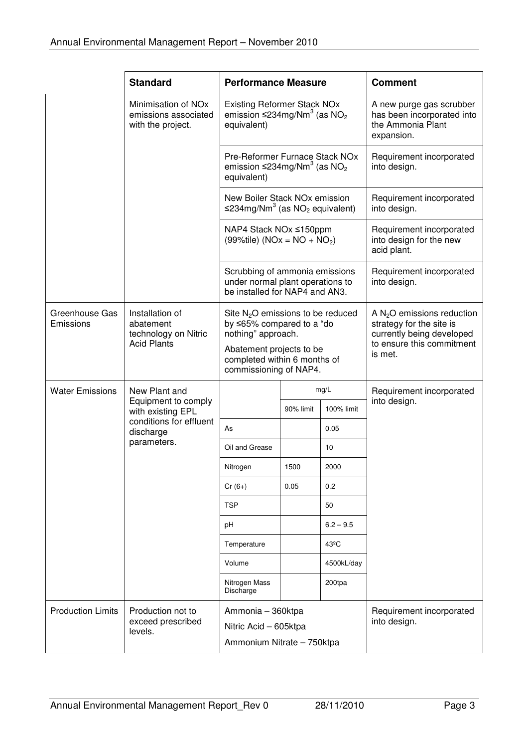| | Standard | Performance Measure | | | Comment |
|---|---|---|---|---|---|
| | Minimisation of NOx emissions associated with the project. | Existing Reformer Stack NOx emission ≤234mg/Nm$^3$ (as $NO_2$ equivalent) | | | A new purge gas scrubber has been incorporated into the Ammonia Plant expansion. |
| | | Pre-Reformer Furnace Stack NOx emission ≤234mg/Nm$^3$ (as $NO_2$ equivalent) | | | Requirement incorporated into design. |
| | | New Boiler Stack NOx emission ≤234mg/Nm$^3$ (as $NO_2$ equivalent) | | | Requirement incorporated into design. |
| | | NAP4 Stack NOx ≤150ppm (99%tile) (NOx = NO + $NO_2$) | | | Requirement incorporated into design for the new acid plant. |
| | | Scrubbing of ammonia emissions under normal plant operations to be installed for NAP4 and AN3. | | | Requirement incorporated into design. |
| Greenhouse Gas Emissions | Installation of abatement technology on Nitric Acid Plants | Site $N_2O$ emissions to be reduced by ≤65% compared to a "do nothing" approach. Abatement projects to be completed within 6 months of commissioning of NAP4. | | | A $N_2O$ emissions reduction strategy for the site is currently being developed to ensure this commitment is met. |
| Water Emissions | New Plant and Equipment to comply with existing EPL conditions for effluent discharge parameters. | | mg/L | | Requirement incorporated into design. |
| | | | 90% limit | 100% limit | |
| | | As | | 0.05 | |
| | | Oil and Grease | | 10 | |
| | | Nitrogen | 1500 | 2000 | |
| | | Cr (6+) | 0.05 | 0.2 | |
| | | TSP | | 50 | |
| | | pH | | 6.2 – 9.5 | |
| | | Temperature | | 43ºC | |
| | | Volume | | 4500kL/day | |
| | | Nitrogen Mass Discharge | | 200tpa | |
| Production Limits | Production not to exceed prescribed levels. | Ammonia – 360ktpa<br>Nitric Acid – 605ktpa<br>Ammonium Nitrate – 750ktpa | | | Requirement incorporated into design. |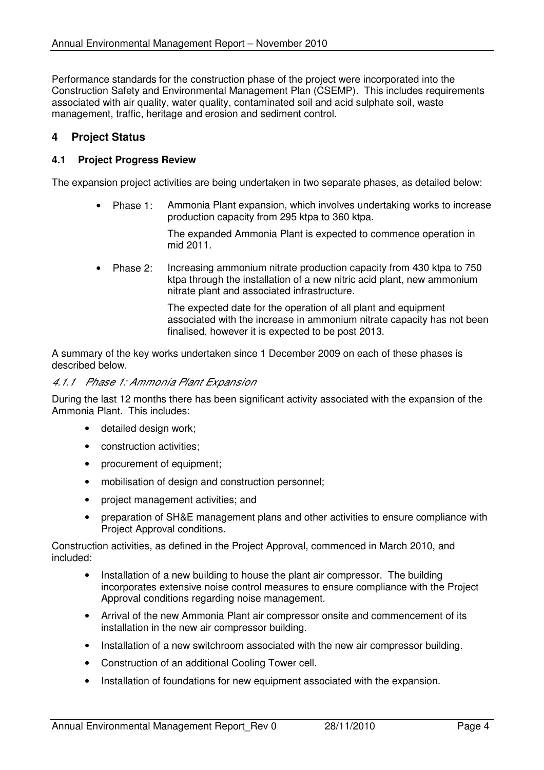Performance standards for the construction phase of the project were incorporated into the Construction Safety and Environmental Management Plan (CSEMP). This includes requirements associated with air quality, water quality, contaminated soil and acid sulphate soil, waste management, traffic, heritage and erosion and sediment control.

## 4 Project Status

### 4.1 Project Progress Review

The expansion project activities are being undertaken in two separate phases, as detailed below:

- Phase 1: Ammonia Plant expansion, which involves undertaking works to increase production capacity from 295 ktpa to 360 ktpa.

  The expanded Ammonia Plant is expected to commence operation in mid 2011.

- Phase 2: Increasing ammonium nitrate production capacity from 430 ktpa to 750 ktpa through the installation of a new nitric acid plant, new ammonium nitrate plant and associated infrastructure.

  The expected date for the operation of all plant and equipment associated with the increase in ammonium nitrate capacity has not been finalised, however it is expected to be post 2013.

A summary of the key works undertaken since 1 December 2009 on each of these phases is described below.

#### *4.1.1 Phase 1: Ammonia Plant Expansion*

During the last 12 months there has been significant activity associated with the expansion of the Ammonia Plant. This includes:

- detailed design work;
- construction activities;
- procurement of equipment;
- mobilisation of design and construction personnel;
- project management activities; and
- preparation of SH&E management plans and other activities to ensure compliance with Project Approval conditions.

Construction activities, as defined in the Project Approval, commenced in March 2010, and included:

- Installation of a new building to house the plant air compressor. The building incorporates extensive noise control measures to ensure compliance with the Project Approval conditions regarding noise management.
- Arrival of the new Ammonia Plant air compressor onsite and commencement of its installation in the new air compressor building.
- Installation of a new switchroom associated with the new air compressor building.
- Construction of an additional Cooling Tower cell.
- Installation of foundations for new equipment associated with the expansion.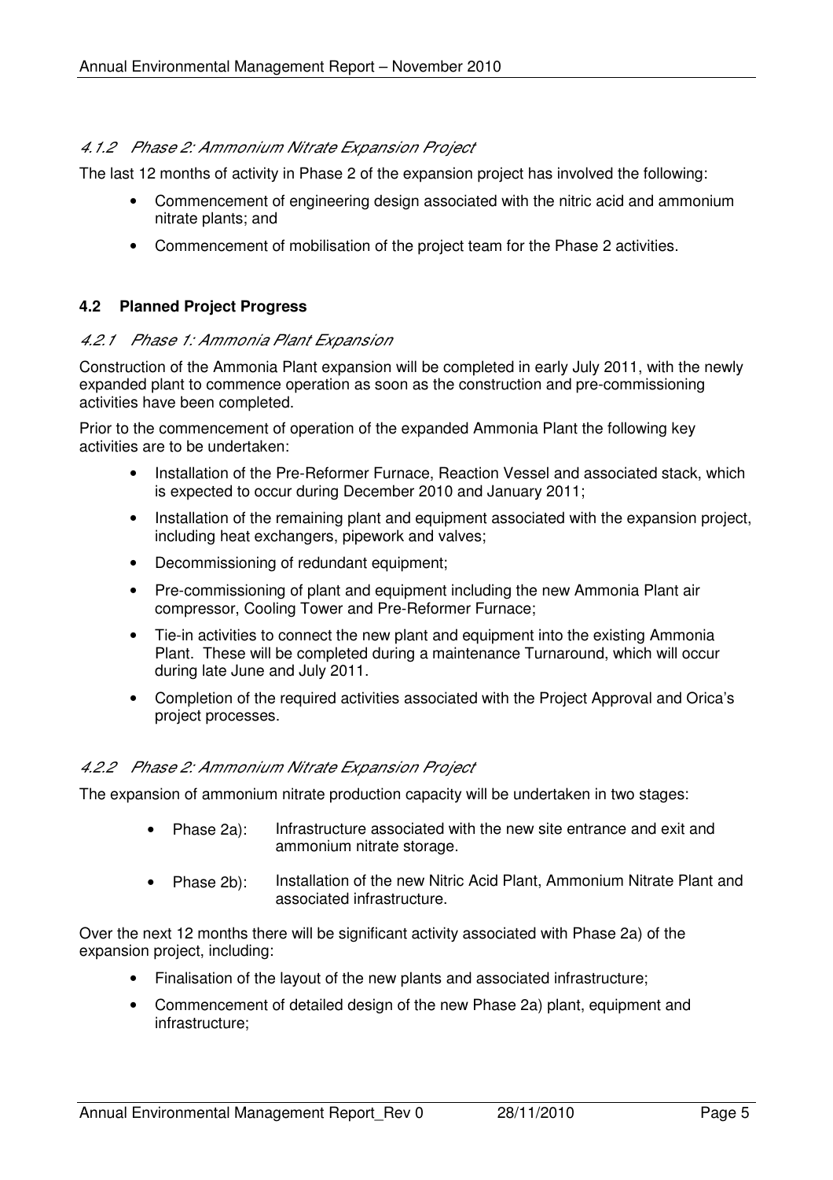#### *4.1.2 Phase 2: Ammonium Nitrate Expansion Project*

The last 12 months of activity in Phase 2 of the expansion project has involved the following:

- Commencement of engineering design associated with the nitric acid and ammonium nitrate plants; and
- Commencement of mobilisation of the project team for the Phase 2 activities.

### 4.2 Planned Project Progress

#### *4.2.1 Phase 1: Ammonia Plant Expansion*

Construction of the Ammonia Plant expansion will be completed in early July 2011, with the newly expanded plant to commence operation as soon as the construction and pre-commissioning activities have been completed.

Prior to the commencement of operation of the expanded Ammonia Plant the following key activities are to be undertaken:

- Installation of the Pre-Reformer Furnace, Reaction Vessel and associated stack, which is expected to occur during December 2010 and January 2011;
- Installation of the remaining plant and equipment associated with the expansion project, including heat exchangers, pipework and valves;
- Decommissioning of redundant equipment;
- Pre-commissioning of plant and equipment including the new Ammonia Plant air compressor, Cooling Tower and Pre-Reformer Furnace;
- Tie-in activities to connect the new plant and equipment into the existing Ammonia Plant. These will be completed during a maintenance Turnaround, which will occur during late June and July 2011.
- Completion of the required activities associated with the Project Approval and Orica's project processes.

#### *4.2.2 Phase 2: Ammonium Nitrate Expansion Project*

The expansion of ammonium nitrate production capacity will be undertaken in two stages:

- Phase 2a): Infrastructure associated with the new site entrance and exit and ammonium nitrate storage.
- Phase 2b): Installation of the new Nitric Acid Plant, Ammonium Nitrate Plant and associated infrastructure.

Over the next 12 months there will be significant activity associated with Phase 2a) of the expansion project, including:

- Finalisation of the layout of the new plants and associated infrastructure;
- Commencement of detailed design of the new Phase 2a) plant, equipment and infrastructure;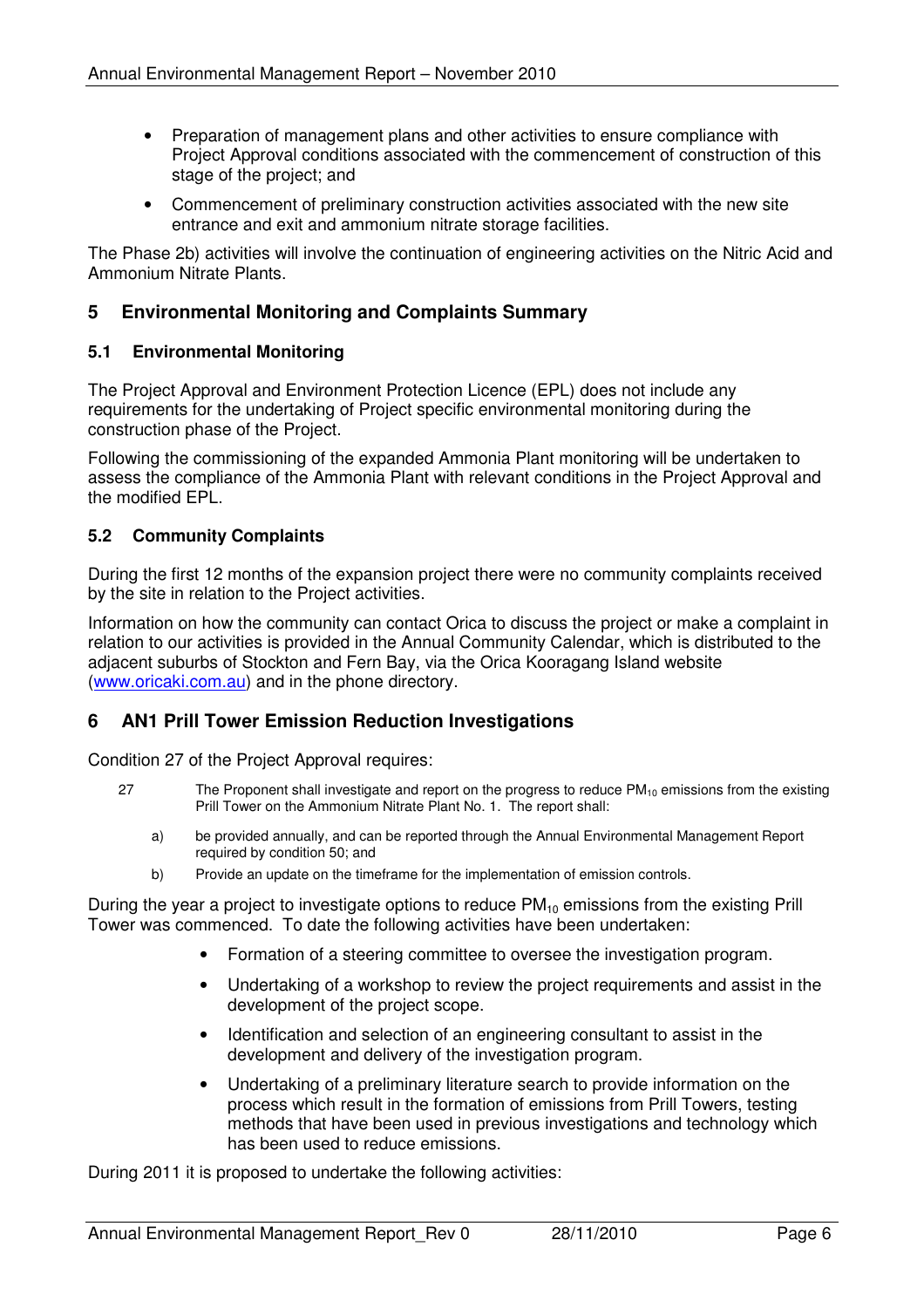- Preparation of management plans and other activities to ensure compliance with Project Approval conditions associated with the commencement of construction of this stage of the project; and
- Commencement of preliminary construction activities associated with the new site entrance and exit and ammonium nitrate storage facilities.

The Phase 2b) activities will involve the continuation of engineering activities on the Nitric Acid and Ammonium Nitrate Plants.

## 5 Environmental Monitoring and Complaints Summary

### 5.1 Environmental Monitoring

The Project Approval and Environment Protection Licence (EPL) does not include any requirements for the undertaking of Project specific environmental monitoring during the construction phase of the Project.

Following the commissioning of the expanded Ammonia Plant monitoring will be undertaken to assess the compliance of the Ammonia Plant with relevant conditions in the Project Approval and the modified EPL.

### 5.2 Community Complaints

During the first 12 months of the expansion project there were no community complaints received by the site in relation to the Project activities.

Information on how the community can contact Orica to discuss the project or make a complaint in relation to our activities is provided in the Annual Community Calendar, which is distributed to the adjacent suburbs of Stockton and Fern Bay, via the Orica Kooragang Island website (www.oricaki.com.au) and in the phone directory.

## 6 AN1 Prill Tower Emission Reduction Investigations

Condition 27 of the Project Approval requires:

27 The Proponent shall investigate and report on the progress to reduce $PM_{10}$ emissions from the existing Prill Tower on the Ammonium Nitrate Plant No. 1. The report shall:

a) be provided annually, and can be reported through the Annual Environmental Management Report required by condition 50; and

b) Provide an update on the timeframe for the implementation of emission controls.

During the year a project to investigate options to reduce $PM_{10}$ emissions from the existing Prill Tower was commenced. To date the following activities have been undertaken:

- Formation of a steering committee to oversee the investigation program.
- Undertaking of a workshop to review the project requirements and assist in the development of the project scope.
- Identification and selection of an engineering consultant to assist in the development and delivery of the investigation program.
- Undertaking of a preliminary literature search to provide information on the process which result in the formation of emissions from Prill Towers, testing methods that have been used in previous investigations and technology which has been used to reduce emissions.

During 2011 it is proposed to undertake the following activities: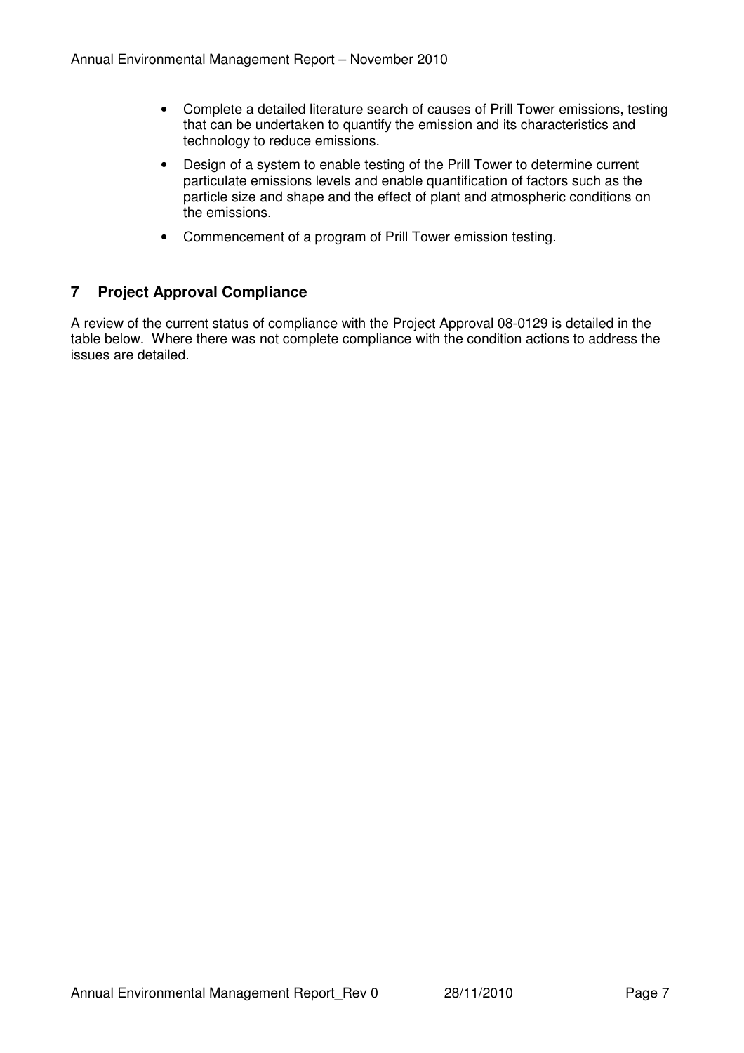- Complete a detailed literature search of causes of Prill Tower emissions, testing that can be undertaken to quantify the emission and its characteristics and technology to reduce emissions.
- Design of a system to enable testing of the Prill Tower to determine current particulate emissions levels and enable quantification of factors such as the particle size and shape and the effect of plant and atmospheric conditions on the emissions.
- Commencement of a program of Prill Tower emission testing.

## 7 Project Approval Compliance

A review of the current status of compliance with the Project Approval 08-0129 is detailed in the table below. Where there was not complete compliance with the condition actions to address the issues are detailed.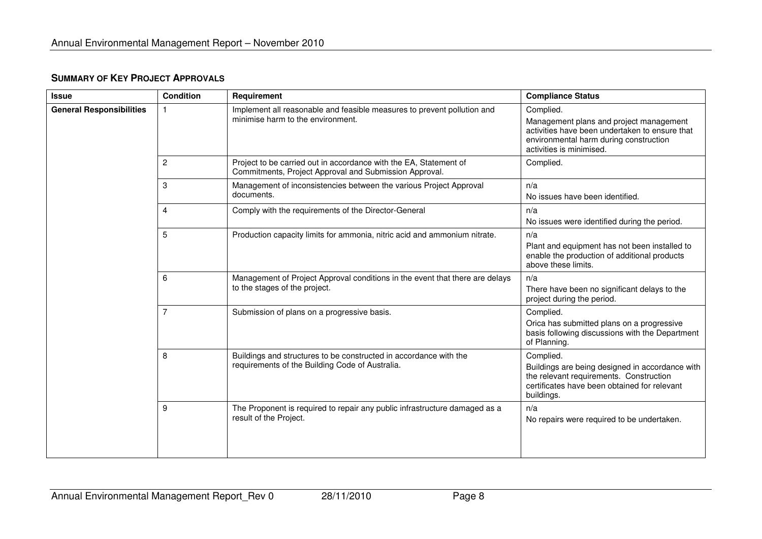**SUMMARY OF KEY PROJECT APPROVALS**

| Issue | Condition | Requirement | Compliance Status |
|---|---|---|---|
| **General Responsibilities** | 1 | Implement all reasonable and feasible measures to prevent pollution and minimise harm to the environment. | Complied.<br>Management plans and project management activities have been undertaken to ensure that environmental harm during construction activities is minimised. |
| | 2 | Project to be carried out in accordance with the EA, Statement of Commitments, Project Approval and Submission Approval. | Complied. |
| | 3 | Management of inconsistencies between the various Project Approval documents. | n/a<br>No issues have been identified. |
| | 4 | Comply with the requirements of the Director-General | n/a<br>No issues were identified during the period. |
| | 5 | Production capacity limits for ammonia, nitric acid and ammonium nitrate. | n/a<br>Plant and equipment has not been installed to enable the production of additional products above these limits. |
| | 6 | Management of Project Approval conditions in the event that there are delays to the stages of the project. | n/a<br>There have been no significant delays to the project during the period. |
| | 7 | Submission of plans on a progressive basis. | Complied.<br>Orica has submitted plans on a progressive basis following discussions with the Department of Planning. |
| | 8 | Buildings and structures to be constructed in accordance with the requirements of the Building Code of Australia. | Complied.<br>Buildings are being designed in accordance with the relevant requirements. Construction certificates have been obtained for relevant buildings. |
| | 9 | The Proponent is required to repair any public infrastructure damaged as a result of the Project. | n/a<br>No repairs were required to be undertaken. |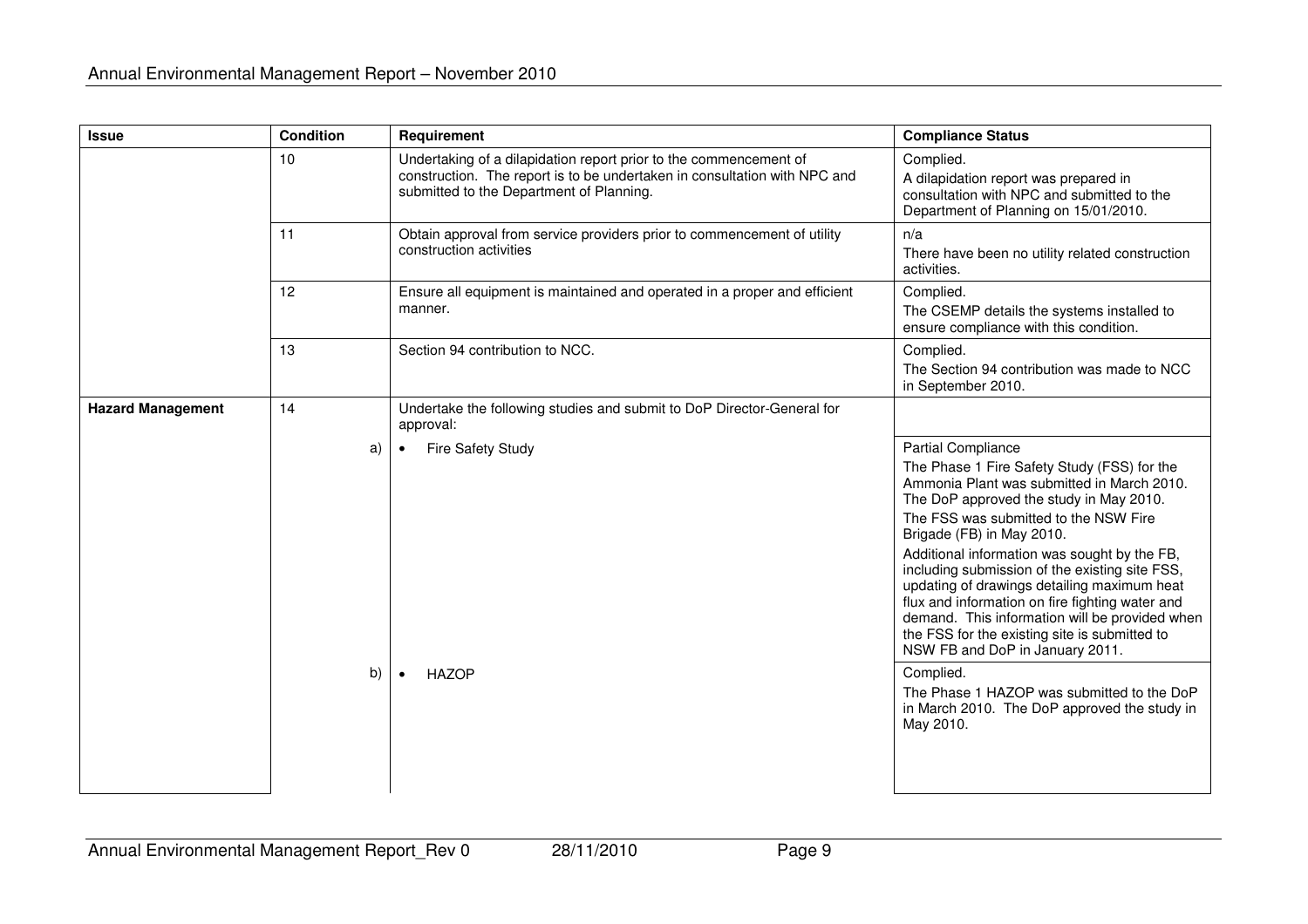| Issue | Condition | Requirement | Compliance Status |
|---|---|---|---|
| | 10 | Undertaking of a dilapidation report prior to the commencement of construction. The report is to be undertaken in consultation with NPC and submitted to the Department of Planning. | Complied.<br>A dilapidation report was prepared in consultation with NPC and submitted to the Department of Planning on 15/01/2010. |
| | 11 | Obtain approval from service providers prior to commencement of utility construction activities | n/a<br>There have been no utility related construction activities. |
| | 12 | Ensure all equipment is maintained and operated in a proper and efficient manner. | Complied.<br>The CSEMP details the systems installed to ensure compliance with this condition. |
| | 13 | Section 94 contribution to NCC. | Complied.<br>The Section 94 contribution was made to NCC in September 2010. |
| **Hazard Management** | 14 | Undertake the following studies and submit to DoP Director-General for approval: | |
| | a) | • Fire Safety Study | Partial Compliance<br>The Phase 1 Fire Safety Study (FSS) for the Ammonia Plant was submitted in March 2010. The DoP approved the study in May 2010.<br>The FSS was submitted to the NSW Fire Brigade (FB) in May 2010.<br>Additional information was sought by the FB, including submission of the existing site FSS, updating of drawings detailing maximum heat flux and information on fire fighting water and demand. This information will be provided when the FSS for the existing site is submitted to NSW FB and DoP in January 2011. |
| | b) | • HAZOP | Complied.<br>The Phase 1 HAZOP was submitted to the DoP in March 2010. The DoP approved the study in May 2010. |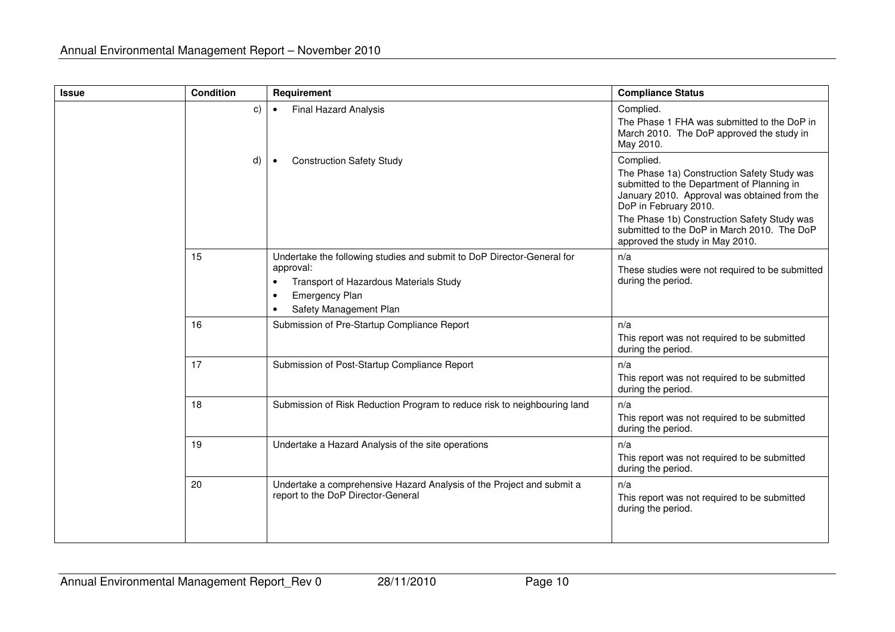| Issue | Condition | Requirement | Compliance Status |
|---|---|---|---|
| | c) | • Final Hazard Analysis | Complied.<br>The Phase 1 FHA was submitted to the DoP in March 2010. The DoP approved the study in May 2010. |
| | d) | • Construction Safety Study | Complied.<br>The Phase 1a) Construction Safety Study was submitted to the Department of Planning in January 2010. Approval was obtained from the DoP in February 2010.<br>The Phase 1b) Construction Safety Study was submitted to the DoP in March 2010. The DoP approved the study in May 2010. |
| | 15 | Undertake the following studies and submit to DoP Director-General for approval:<br>• Transport of Hazardous Materials Study<br>• Emergency Plan<br>• Safety Management Plan | n/a<br>These studies were not required to be submitted during the period. |
| | 16 | Submission of Pre-Startup Compliance Report | n/a<br>This report was not required to be submitted during the period. |
| | 17 | Submission of Post-Startup Compliance Report | n/a<br>This report was not required to be submitted during the period. |
| | 18 | Submission of Risk Reduction Program to reduce risk to neighbouring land | n/a<br>This report was not required to be submitted during the period. |
| | 19 | Undertake a Hazard Analysis of the site operations | n/a<br>This report was not required to be submitted during the period. |
| | 20 | Undertake a comprehensive Hazard Analysis of the Project and submit a report to the DoP Director-General | n/a<br>This report was not required to be submitted during the period. |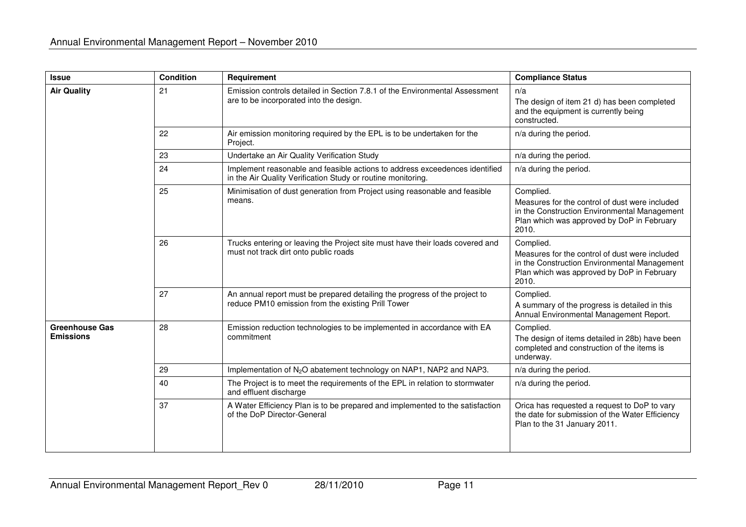| Issue | Condition | Requirement | Compliance Status |
|---|---|---|---|
| **Air Quality** | 21 | Emission controls detailed in Section 7.8.1 of the Environmental Assessment are to be incorporated into the design. | n/a<br>The design of item 21 d) has been completed and the equipment is currently being constructed. |
| | 22 | Air emission monitoring required by the EPL is to be undertaken for the Project. | n/a during the period. |
| | 23 | Undertake an Air Quality Verification Study | n/a during the period. |
| | 24 | Implement reasonable and feasible actions to address exceedences identified in the Air Quality Verification Study or routine monitoring. | n/a during the period. |
| | 25 | Minimisation of dust generation from Project using reasonable and feasible means. | Complied.<br>Measures for the control of dust were included in the Construction Environmental Management Plan which was approved by DoP in February 2010. |
| | 26 | Trucks entering or leaving the Project site must have their loads covered and must not track dirt onto public roads | Complied.<br>Measures for the control of dust were included in the Construction Environmental Management Plan which was approved by DoP in February 2010. |
| | 27 | An annual report must be prepared detailing the progress of the project to reduce PM10 emission from the existing Prill Tower | Complied.<br>A summary of the progress is detailed in this Annual Environmental Management Report. |
| **Greenhouse Gas Emissions** | 28 | Emission reduction technologies to be implemented in accordance with EA commitment | Complied.<br>The design of items detailed in 28b) have been completed and construction of the items is underway. |
| | 29 | Implementation of $N_2O$ abatement technology on NAP1, NAP2 and NAP3. | n/a during the period. |
| | 40 | The Project is to meet the requirements of the EPL in relation to stormwater and effluent discharge | n/a during the period. |
| | 37 | A Water Efficiency Plan is to be prepared and implemented to the satisfaction of the DoP Director-General | Orica has requested a request to DoP to vary the date for submission of the Water Efficiency Plan to the 31 January 2011. |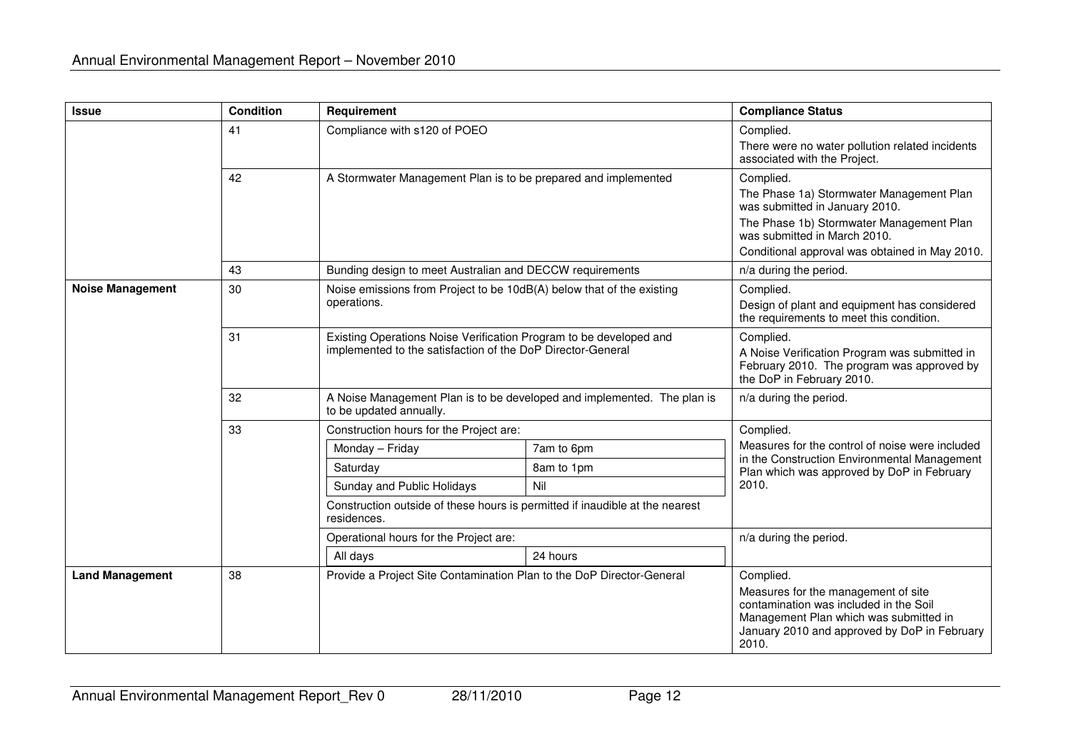| Issue | Condition | Requirement | Compliance Status |
|---|---|---|---|
| | 41 | Compliance with s120 of POEO | Complied.<br>There were no water pollution related incidents associated with the Project. |
| | 42 | A Stormwater Management Plan is to be prepared and implemented | Complied.<br>The Phase 1a) Stormwater Management Plan was submitted in January 2010.<br>The Phase 1b) Stormwater Management Plan was submitted in March 2010.<br>Conditional approval was obtained in May 2010. |
| | 43 | Bunding design to meet Australian and DECCW requirements | n/a during the period. |
| **Noise Management** | 30 | Noise emissions from Project to be 10dB(A) below that of the existing operations. | Complied.<br>Design of plant and equipment has considered the requirements to meet this condition. |
| | 31 | Existing Operations Noise Verification Program to be developed and implemented to the satisfaction of the DoP Director-General | Complied.<br>A Noise Verification Program was submitted in February 2010. The program was approved by the DoP in February 2010. |
| | 32 | A Noise Management Plan is to be developed and implemented. The plan is to be updated annually. | n/a during the period. |
| | 33 | Construction hours for the Project are:<br>Monday – Friday: 7am to 6pm<br>Saturday: 8am to 1pm<br>Sunday and Public Holidays: Nil<br>Construction outside of these hours is permitted if inaudible at the nearest residences. | Complied.<br>Measures for the control of noise were included in the Construction Environmental Management Plan which was approved by DoP in February 2010. |
| | | Operational hours for the Project are:<br>All days: 24 hours | n/a during the period. |
| **Land Management** | 38 | Provide a Project Site Contamination Plan to the DoP Director-General | Complied.<br>Measures for the management of site contamination was included in the Soil Management Plan which was submitted in January 2010 and approved by DoP in February 2010. |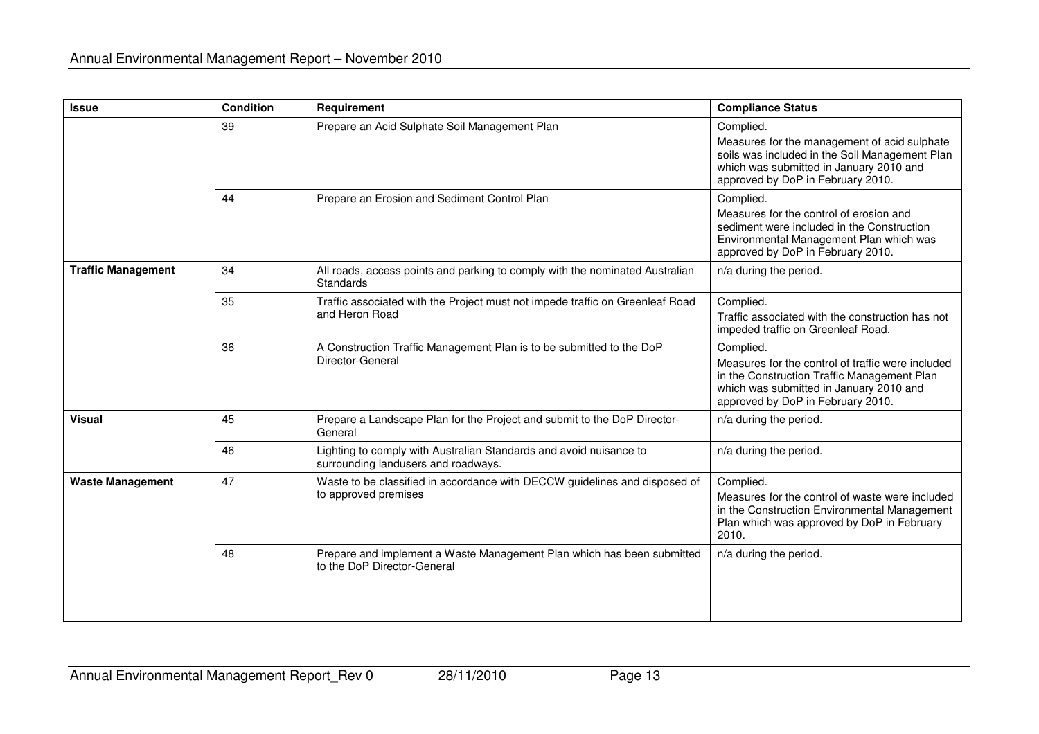| Issue | Condition | Requirement | Compliance Status |
| --- | --- | --- | --- |
| | 39 | Prepare an Acid Sulphate Soil Management Plan | Complied.<br>Measures for the management of acid sulphate soils was included in the Soil Management Plan which was submitted in January 2010 and approved by DoP in February 2010. |
| | 44 | Prepare an Erosion and Sediment Control Plan | Complied.<br>Measures for the control of erosion and sediment were included in the Construction Environmental Management Plan which was approved by DoP in February 2010. |
| **Traffic Management** | 34 | All roads, access points and parking to comply with the nominated Australian Standards | n/a during the period. |
| | 35 | Traffic associated with the Project must not impede traffic on Greenleaf Road and Heron Road | Complied.<br>Traffic associated with the construction has not impeded traffic on Greenleaf Road. |
| | 36 | A Construction Traffic Management Plan is to be submitted to the DoP Director-General | Complied.<br>Measures for the control of traffic were included in the Construction Traffic Management Plan which was submitted in January 2010 and approved by DoP in February 2010. |
| **Visual** | 45 | Prepare a Landscape Plan for the Project and submit to the DoP Director-General | n/a during the period. |
| | 46 | Lighting to comply with Australian Standards and avoid nuisance to surrounding landusers and roadways. | n/a during the period. |
| **Waste Management** | 47 | Waste to be classified in accordance with DECCW guidelines and disposed of to approved premises | Complied.<br>Measures for the control of waste were included in the Construction Environmental Management Plan which was approved by DoP in February 2010. |
| | 48 | Prepare and implement a Waste Management Plan which has been submitted to the DoP Director-General | n/a during the period. |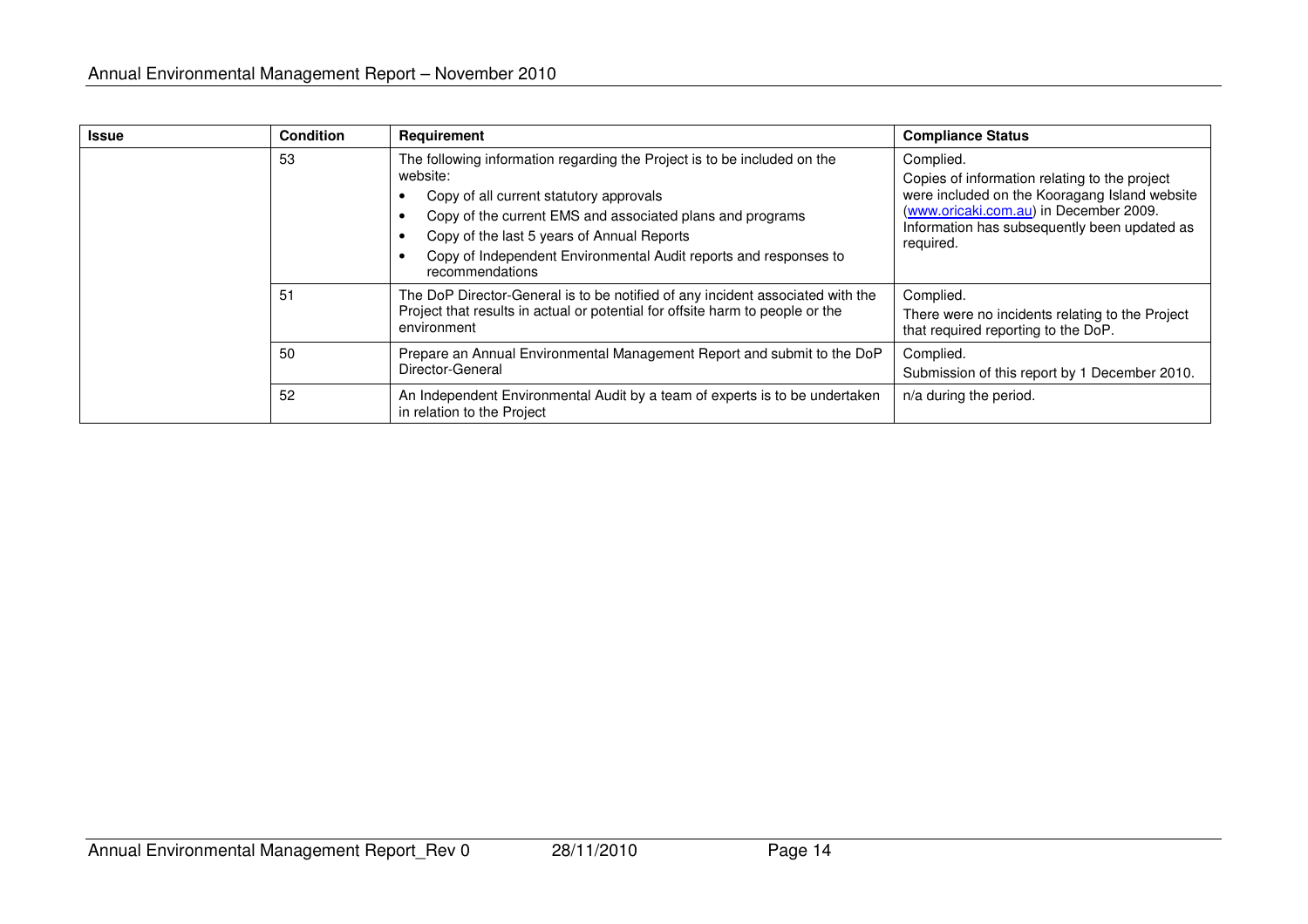| Issue | Condition | Requirement | Compliance Status |
| --- | --- | --- | --- |
| | 53 | The following information regarding the Project is to be included on the website:<br>• Copy of all current statutory approvals<br>• Copy of the current EMS and associated plans and programs<br>• Copy of the last 5 years of Annual Reports<br>• Copy of Independent Environmental Audit reports and responses to recommendations | Complied.<br>Copies of information relating to the project were included on the Kooragang Island website (www.oricaki.com.au) in December 2009. Information has subsequently been updated as required. |
| | 51 | The DoP Director-General is to be notified of any incident associated with the Project that results in actual or potential for offsite harm to people or the environment | Complied.<br>There were no incidents relating to the Project that required reporting to the DoP. |
| | 50 | Prepare an Annual Environmental Management Report and submit to the DoP Director-General | Complied.<br>Submission of this report by 1 December 2010. |
| | 52 | An Independent Environmental Audit by a team of experts is to be undertaken in relation to the Project | n/a during the period. |